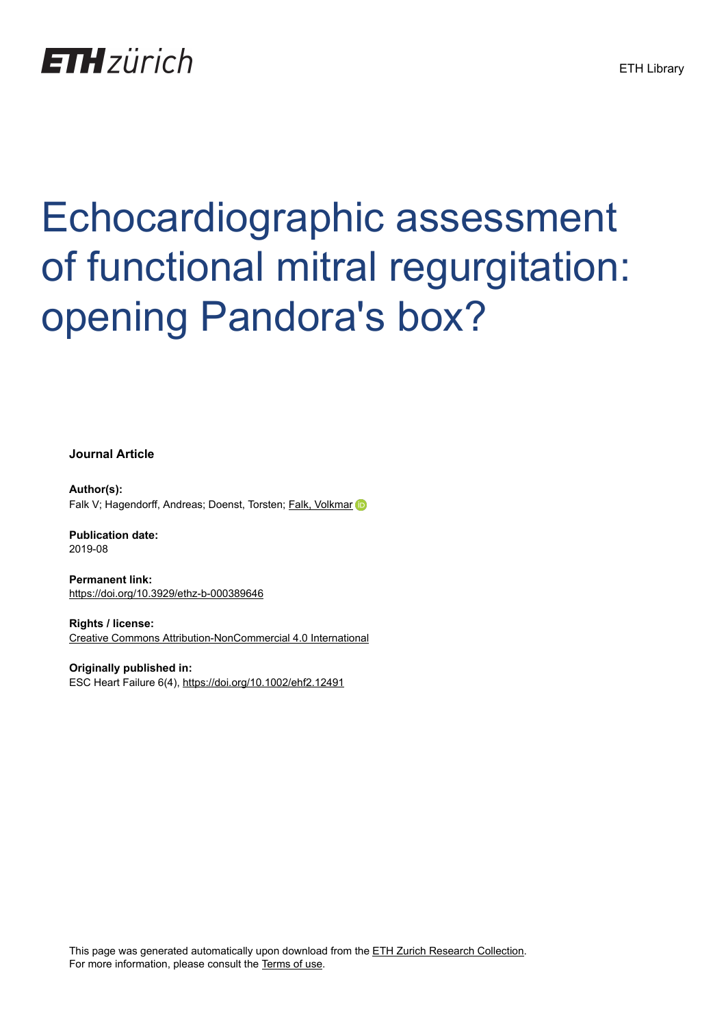# Echocardiographic assessment of functional mitral regurgitation: opening Pandora's box?

**Journal Article**

**Author(s):**
Falk V; Hagendorff, Andreas; Doenst, Torsten; Falk, Volkmar

**Publication date:**
2019-08

**Permanent link:**
https://doi.org/10.3929/ethz-b-000389646

**Rights / license:**
Creative Commons Attribution-NonCommercial 4.0 International

**Originally published in:**
ESC Heart Failure 6(4), https://doi.org/10.1002/ehf2.12491

This page was generated automatically upon download from the ETH Zurich Research Collection.
For more information, please consult the Terms of use.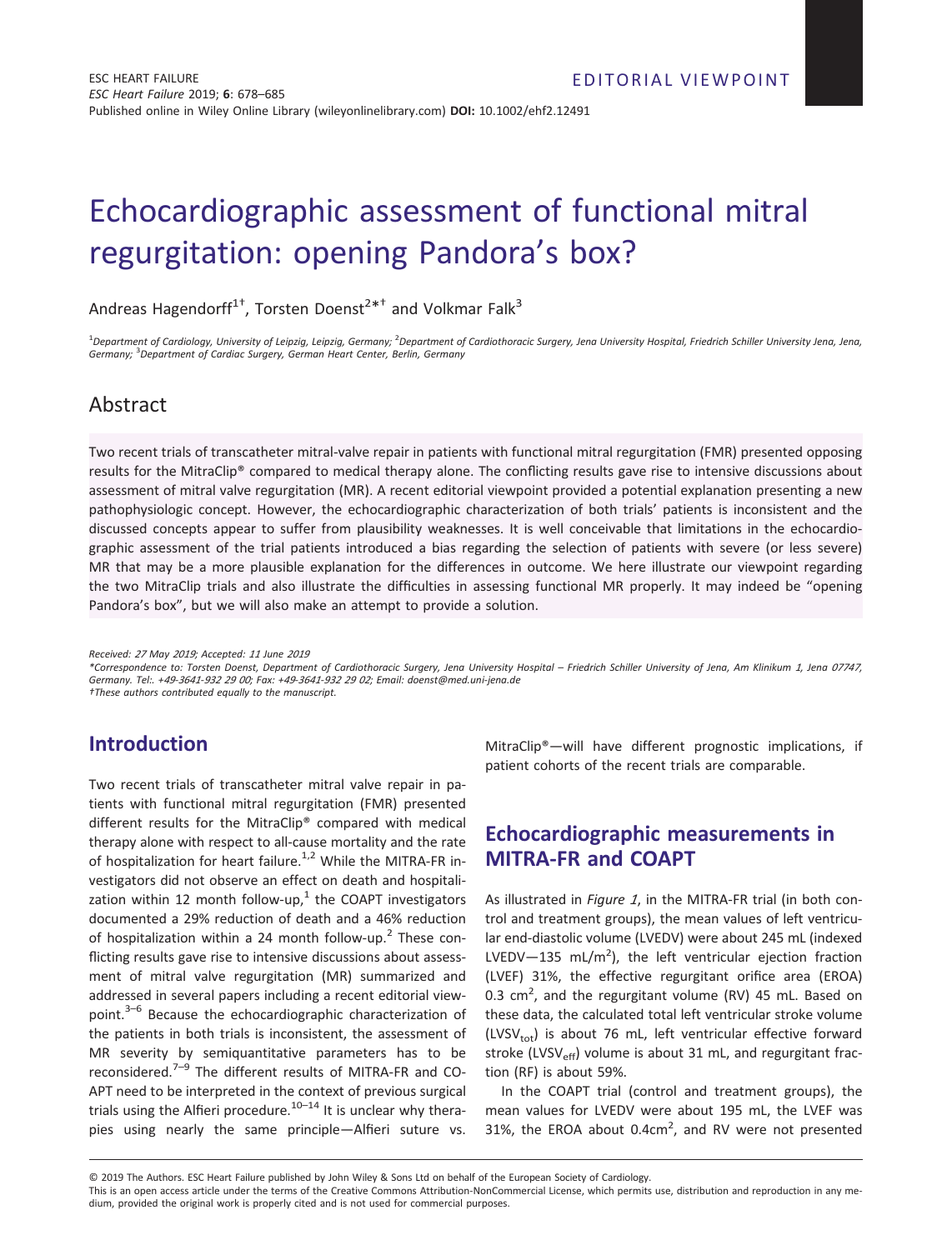# Echocardiographic assessment of functional mitral regurgitation: opening Pandora's box?

Andreas Hagendorff[1†], Torsten Doenst[2*†] and Volkmar Falk[3]

[1]*Department of Cardiology, University of Leipzig, Leipzig, Germany;* [2]*Department of Cardiothoracic Surgery, Jena University Hospital, Friedrich Schiller University Jena, Jena, Germany;* [3]*Department of Cardiac Surgery, German Heart Center, Berlin, Germany*

## Abstract

Two recent trials of transcatheter mitral-valve repair in patients with functional mitral regurgitation (FMR) presented opposing results for the MitraClip® compared to medical therapy alone. The conflicting results gave rise to intensive discussions about assessment of mitral valve regurgitation (MR). A recent editorial viewpoint provided a potential explanation presenting a new pathophysiologic concept. However, the echocardiographic characterization of both trials' patients is inconsistent and the discussed concepts appear to suffer from plausibility weaknesses. It is well conceivable that limitations in the echocardiographic assessment of the trial patients introduced a bias regarding the selection of patients with severe (or less severe) MR that may be a more plausible explanation for the differences in outcome. We here illustrate our viewpoint regarding the two MitraClip trials and also illustrate the difficulties in assessing functional MR properly. It may indeed be "opening Pandora's box", but we will also make an attempt to provide a solution.

*Received: 27 May 2019; Accepted: 11 June 2019*

*\*Correspondence to: Torsten Doenst, Department of Cardiothoracic Surgery, Jena University Hospital – Friedrich Schiller University of Jena, Am Klinikum 1, Jena 07747, Germany. Tel:. +49-3641-932 29 00; Fax: +49-3641-932 29 02; Email: doenst@med.uni-jena.de*

*†These authors contributed equally to the manuscript.*

## Introduction

Two recent trials of transcatheter mitral valve repair in patients with functional mitral regurgitation (FMR) presented different results for the MitraClip® compared with medical therapy alone with respect to all-cause mortality and the rate of hospitalization for heart failure.[1,2] While the MITRA-FR investigators did not observe an effect on death and hospitalization within 12 month follow-up,[1] the COAPT investigators documented a 29% reduction of death and a 46% reduction of hospitalization within a 24 month follow-up.[2] These conflicting results gave rise to intensive discussions about assessment of mitral valve regurgitation (MR) summarized and addressed in several papers including a recent editorial viewpoint.[3–6] Because the echocardiographic characterization of the patients in both trials is inconsistent, the assessment of MR severity by semiquantitative parameters has to be reconsidered.[7–9] The different results of MITRA-FR and COAPT need to be interpreted in the context of previous surgical trials using the Alfieri procedure.[10–14] It is unclear why therapies using nearly the same principle—Alfieri suture vs. MitraClip®—will have different prognostic implications, if patient cohorts of the recent trials are comparable.

## Echocardiographic measurements in MITRA-FR and COAPT

As illustrated in *Figure 1*, in the MITRA-FR trial (in both control and treatment groups), the mean values of left ventricular end-diastolic volume (LVEDV) were about 245 mL (indexed LVEDV—135 mL/m$^2$), the left ventricular ejection fraction (LVEF) 31%, the effective regurgitant orifice area (EROA) 0.3 cm$^2$, and the regurgitant volume (RV) 45 mL. Based on these data, the calculated total left ventricular stroke volume ($LVSV_{tot}$) is about 76 mL, left ventricular effective forward stroke ($LVSV_{eff}$) volume is about 31 mL, and regurgitant fraction (RF) is about 59%.

In the COAPT trial (control and treatment groups), the mean values for LVEDV were about 195 mL, the LVEF was 31%, the EROA about 0.4cm$^2$, and RV were not presented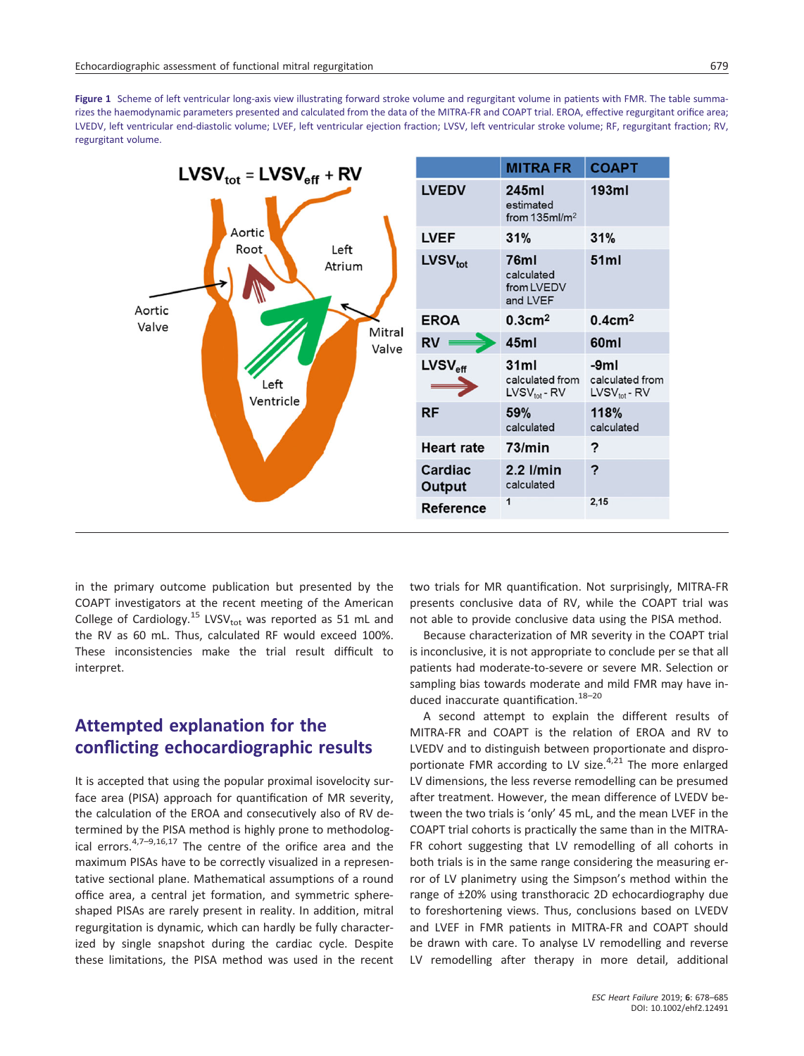**Figure 1** Scheme of left ventricular long-axis view illustrating forward stroke volume and regurgitant volume in patients with FMR. The table summarizes the haemodynamic parameters presented and calculated from the data of the MITRA-FR and COAPT trial. EROA, effective regurgitant orifice area; LVEDV, left ventricular end-diastolic volume; LVEF, left ventricular ejection fraction; LVSV, left ventricular stroke volume; RF, regurgitant fraction; RV, regurgitant volume.

$$LVSV_{tot} = LVSV_{eff} + RV$$

| | MITRA FR | COAPT |
|---|---|---|
| LVEDV | 245ml estimated from 135ml/m$^2$ | 193ml |
| LVEF | 31% | 31% |
| $LVSV_{tot}$ | 76ml calculated from LVEDV and LVEF | 51ml |
| EROA | 0.3cm$^2$ | 0.4cm$^2$ |
| RV | 45ml | 60ml |
| $LVSV_{eff}$ | 31ml calculated from $LVSV_{tot}$ - RV | -9ml calculated from $LVSV_{tot}$ - RV |
| RF | 59% calculated | 118% calculated |
| Heart rate | 73/min | ? |
| Cardiac Output | 2.2 l/min calculated | ? |
| Reference | 1 | 2,15 |

in the primary outcome publication but presented by the COAPT investigators at the recent meeting of the American College of Cardiology.[15] $LVSV_{tot}$ was reported as 51 mL and the RV as 60 mL. Thus, calculated RF would exceed 100%. These inconsistencies make the trial result difficult to interpret.

## Attempted explanation for the conflicting echocardiographic results

It is accepted that using the popular proximal isovelocity surface area (PISA) approach for quantification of MR severity, the calculation of the EROA and consecutively also of RV determined by the PISA method is highly prone to methodological errors.[4,7–9,16,17] The centre of the orifice area and the maximum PISAs have to be correctly visualized in a representative sectional plane. Mathematical assumptions of a round office area, a central jet formation, and symmetric sphere-shaped PISAs are rarely present in reality. In addition, mitral regurgitation is dynamic, which can hardly be fully characterized by single snapshot during the cardiac cycle. Despite these limitations, the PISA method was used in the recent two trials for MR quantification. Not surprisingly, MITRA-FR presents conclusive data of RV, while the COAPT trial was not able to provide conclusive data using the PISA method.

Because characterization of MR severity in the COAPT trial is inconclusive, it is not appropriate to conclude per se that all patients had moderate-to-severe or severe MR. Selection or sampling bias towards moderate and mild FMR may have induced inaccurate quantification.[18–20]

A second attempt to explain the different results of MITRA-FR and COAPT is the relation of EROA and RV to LVEDV and to distinguish between proportionate and disproportionate FMR according to LV size.[4,21] The more enlarged LV dimensions, the less reverse remodelling can be presumed after treatment. However, the mean difference of LVEDV between the two trials is 'only' 45 mL, and the mean LVEF in the COAPT trial cohorts is practically the same than in the MITRA-FR cohort suggesting that LV remodelling of all cohorts in both trials is in the same range considering the measuring error of LV planimetry using the Simpson's method within the range of ±20% using transthoracic 2D echocardiography due to foreshortening views. Thus, conclusions based on LVEDV and LVEF in FMR patients in MITRA-FR and COAPT should be drawn with care. To analyse LV remodelling and reverse LV remodelling after therapy in more detail, additional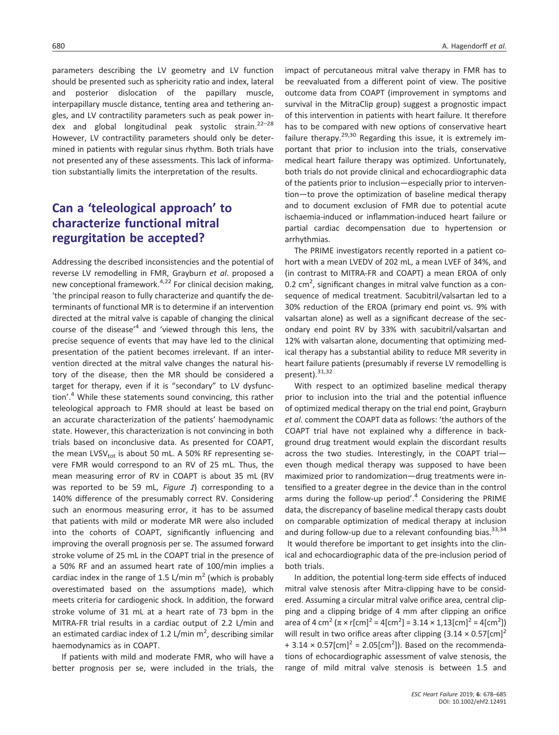parameters describing the LV geometry and LV function should be presented such as sphericity ratio and index, lateral and posterior dislocation of the papillary muscle, interpapillary muscle distance, tenting area and tethering angles, and LV contractility parameters such as peak power index and global longitudinal peak systolic strain.[22–28] However, LV contractility parameters should only be determined in patients with regular sinus rhythm. Both trials have not presented any of these assessments. This lack of information substantially limits the interpretation of the results.

## Can a 'teleological approach' to characterize functional mitral regurgitation be accepted?

Addressing the described inconsistencies and the potential of reverse LV remodelling in FMR, Grayburn *et al*. proposed a new conceptional framework.[4,22] For clinical decision making, 'the principal reason to fully characterize and quantify the determinants of functional MR is to determine if an intervention directed at the mitral valve is capable of changing the clinical course of the disease'[4] and 'viewed through this lens, the precise sequence of events that may have led to the clinical presentation of the patient becomes irrelevant. If an intervention directed at the mitral valve changes the natural history of the disease, then the MR should be considered a target for therapy, even if it is "secondary" to LV dysfunction'.[4] While these statements sound convincing, this rather teleological approach to FMR should at least be based on an accurate characterization of the patients' haemodynamic state. However, this characterization is not convincing in both trials based on inconclusive data. As presented for COAPT, the mean $LVSV_{tot}$ is about 50 mL. A 50% RF representing severe FMR would correspond to an RV of 25 mL. Thus, the mean measuring error of RV in COAPT is about 35 mL (RV was reported to be 59 mL, *Figure 1*) corresponding to a 140% difference of the presumably correct RV. Considering such an enormous measuring error, it has to be assumed that patients with mild or moderate MR were also included into the cohorts of COAPT, significantly influencing and improving the overall prognosis per se. The assumed forward stroke volume of 25 mL in the COAPT trial in the presence of a 50% RF and an assumed heart rate of 100/min implies a cardiac index in the range of 1.5 L/min $m^2$ (which is probably overestimated based on the assumptions made), which meets criteria for cardiogenic shock. In addition, the forward stroke volume of 31 mL at a heart rate of 73 bpm in the MITRA-FR trial results in a cardiac output of 2.2 L/min and an estimated cardiac index of 1.2 L/min $m^2$, describing similar haemodynamics as in COAPT.

If patients with mild and moderate FMR, who will have a better prognosis per se, were included in the trials, the impact of percutaneous mitral valve therapy in FMR has to be reevaluated from a different point of view. The positive outcome data from COAPT (improvement in symptoms and survival in the MitraClip group) suggest a prognostic impact of this intervention in patients with heart failure. It therefore has to be compared with new options of conservative heart failure therapy.[29,30] Regarding this issue, it is extremely important that prior to inclusion into the trials, conservative medical heart failure therapy was optimized. Unfortunately, both trials do not provide clinical and echocardiographic data of the patients prior to inclusion—especially prior to intervention—to prove the optimization of baseline medical therapy and to document exclusion of FMR due to potential acute ischaemia-induced or inflammation-induced heart failure or partial cardiac decompensation due to hypertension or arrhythmias.

The PRIME investigators recently reported in a patient cohort with a mean LVEDV of 202 mL, a mean LVEF of 34%, and (in contrast to MITRA-FR and COAPT) a mean EROA of only 0.2 $cm^2$, significant changes in mitral valve function as a consequence of medical treatment. Sacubitril/valsartan led to a 30% reduction of the EROA (primary end point vs. 9% with valsartan alone) as well as a significant decrease of the secondary end point RV by 33% with sacubitril/valsartan and 12% with valsartan alone, documenting that optimizing medical therapy has a substantial ability to reduce MR severity in heart failure patients (presumably if reverse LV remodelling is present).[31,32]

With respect to an optimized baseline medical therapy prior to inclusion into the trial and the potential influence of optimized medical therapy on the trial end point, Grayburn *et al*. comment the COAPT data as follows: 'the authors of the COAPT trial have not explained why a difference in background drug treatment would explain the discordant results across the two studies. Interestingly, in the COAPT trial—even though medical therapy was supposed to have been maximized prior to randomization—drug treatments were intensified to a greater degree in the device than in the control arms during the follow-up period'.[4] Considering the PRIME data, the discrepancy of baseline medical therapy casts doubt on comparable optimization of medical therapy at inclusion and during follow-up due to a relevant confounding bias.[33,34] It would therefore be important to get insights into the clinical and echocardiographic data of the pre-inclusion period of both trials.

In addition, the potential long-term side effects of induced mitral valve stenosis after Mitra-clipping have to be considered. Assuming a circular mitral valve orifice area, central clipping and a clipping bridge of 4 mm after clipping an orifice area of 4 $cm^2$ ($\pi \times r[cm]^2 = 4[cm^2] = 3.14 \times 1{,}13[cm]^2 = 4[cm^2]$) will result in two orifice areas after clipping ($3.14 \times 0.57[cm]^2 + 3.14 \times 0.57[cm]^2 = 2.05[cm^2]$). Based on the recommendations of echocardiographic assessment of valve stenosis, the range of mild mitral valve stenosis is between 1.5 and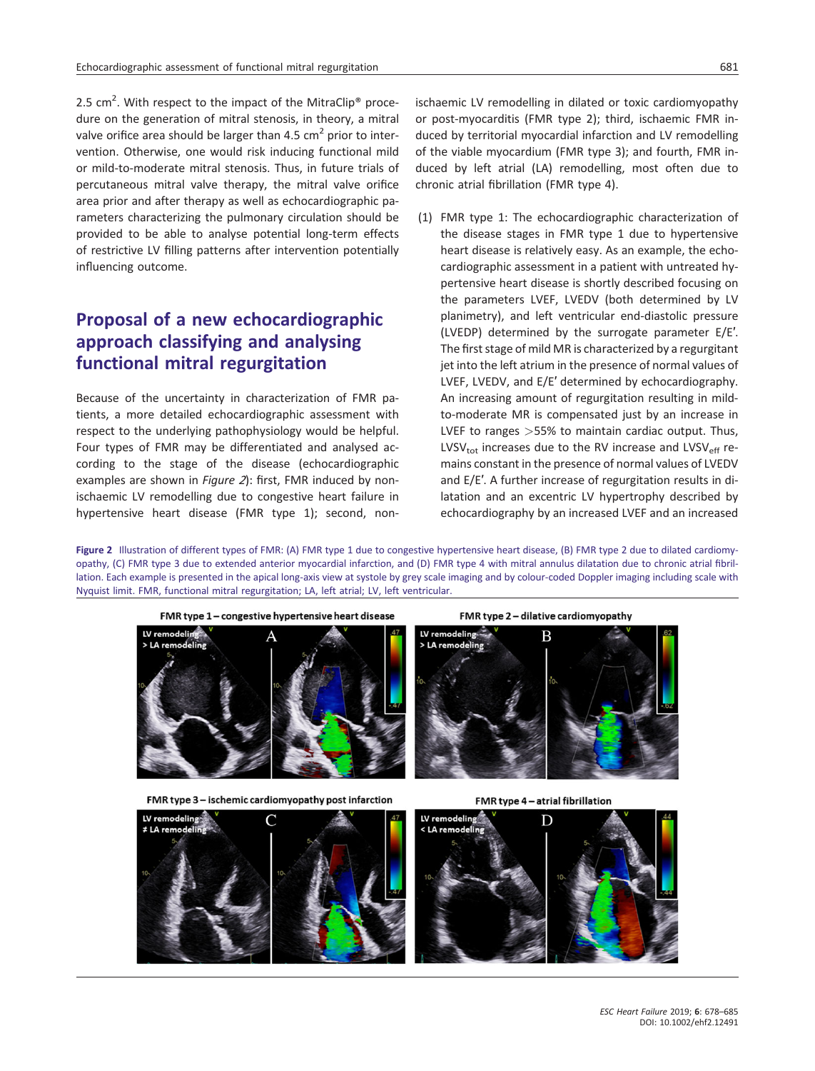2.5 $cm^2$. With respect to the impact of the MitraClip® procedure on the generation of mitral stenosis, in theory, a mitral valve orifice area should be larger than 4.5 $cm^2$ prior to intervention. Otherwise, one would risk inducing functional mild or mild-to-moderate mitral stenosis. Thus, in future trials of percutaneous mitral valve therapy, the mitral valve orifice area prior and after therapy as well as echocardiographic parameters characterizing the pulmonary circulation should be provided to be able to analyse potential long-term effects of restrictive LV filling patterns after intervention potentially influencing outcome.

## Proposal of a new echocardiographic approach classifying and analysing functional mitral regurgitation

Because of the uncertainty in characterization of FMR patients, a more detailed echocardiographic assessment with respect to the underlying pathophysiology would be helpful. Four types of FMR may be differentiated and analysed according to the stage of the disease (echocardiographic examples are shown in *Figure 2*): first, FMR induced by non-ischaemic LV remodelling due to congestive heart failure in hypertensive heart disease (FMR type 1); second, non-ischaemic LV remodelling in dilated or toxic cardiomyopathy or post-myocarditis (FMR type 2); third, ischaemic FMR induced by territorial myocardial infarction and LV remodelling of the viable myocardium (FMR type 3); and fourth, FMR induced by left atrial (LA) remodelling, most often due to chronic atrial fibrillation (FMR type 4).

(1) FMR type 1: The echocardiographic characterization of the disease stages in FMR type 1 due to hypertensive heart disease is relatively easy. As an example, the echocardiographic assessment in a patient with untreated hypertensive heart disease is shortly described focusing on the parameters LVEF, LVEDV (both determined by LV planimetry), and left ventricular end-diastolic pressure (LVEDP) determined by the surrogate parameter E/E′. The first stage of mild MR is characterized by a regurgitant jet into the left atrium in the presence of normal values of LVEF, LVEDV, and E/E′ determined by echocardiography. An increasing amount of regurgitation resulting in mild-to-moderate MR is compensated just by an increase in LVEF to ranges >55% to maintain cardiac output. Thus, $LVSV_{tot}$ increases due to the RV increase and $LVSV_{eff}$ remains constant in the presence of normal values of LVEDV and E/E′. A further increase of regurgitation results in dilatation and an excentric LV hypertrophy described by echocardiography by an increased LVEF and an increased

**Figure 2** Illustration of different types of FMR: (A) FMR type 1 due to congestive hypertensive heart disease, (B) FMR type 2 due to dilated cardiomyopathy, (C) FMR type 3 due to extended anterior myocardial infarction, and (D) FMR type 4 with mitral annulus dilatation due to chronic atrial fibrillation. Each example is presented in the apical long-axis view at systole by grey scale imaging and by colour-coded Doppler imaging including scale with Nyquist limit. FMR, functional mitral regurgitation; LA, left atrial; LV, left ventricular.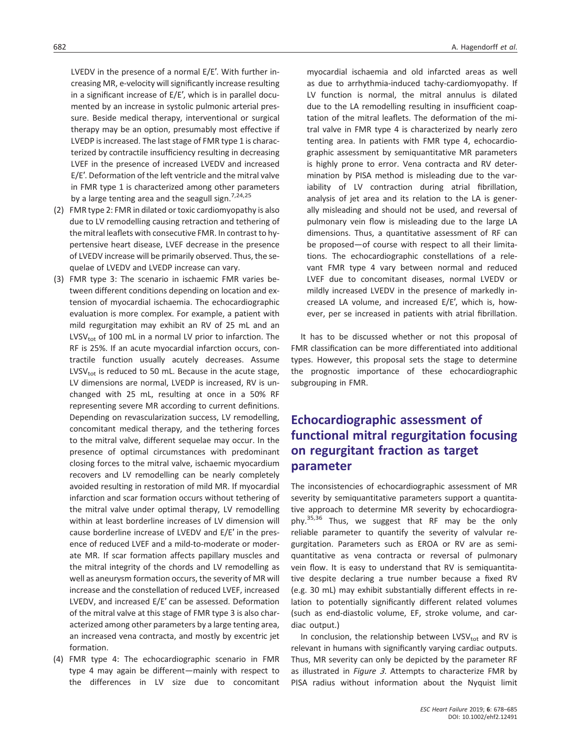LVEDV in the presence of a normal E/E′. With further increasing MR, e-velocity will significantly increase resulting in a significant increase of E/E′, which is in parallel documented by an increase in systolic pulmonic arterial pressure. Beside medical therapy, interventional or surgical therapy may be an option, presumably most effective if LVEDP is increased. The last stage of FMR type 1 is characterized by contractile insufficiency resulting in decreasing LVEF in the presence of increased LVEDV and increased E/E′. Deformation of the left ventricle and the mitral valve in FMR type 1 is characterized among other parameters by a large tenting area and the seagull sign.[7,24,25]

(2) FMR type 2: FMR in dilated or toxic cardiomyopathy is also due to LV remodelling causing retraction and tethering of the mitral leaflets with consecutive FMR. In contrast to hypertensive heart disease, LVEF decrease in the presence of LVEDV increase will be primarily observed. Thus, the sequelae of LVEDV and LVEDP increase can vary.

(3) FMR type 3: The scenario in ischaemic FMR varies between different conditions depending on location and extension of myocardial ischaemia. The echocardiographic evaluation is more complex. For example, a patient with mild regurgitation may exhibit an RV of 25 mL and an $LVSV_{tot}$ of 100 mL in a normal LV prior to infarction. The RF is 25%. If an acute myocardial infarction occurs, contractile function usually acutely decreases. Assume $LVSV_{tot}$ is reduced to 50 mL. Because in the acute stage, LV dimensions are normal, LVEDP is increased, RV is unchanged with 25 mL, resulting at once in a 50% RF representing severe MR according to current definitions. Depending on revascularization success, LV remodelling, concomitant medical therapy, and the tethering forces to the mitral valve, different sequelae may occur. In the presence of optimal circumstances with predominant closing forces to the mitral valve, ischaemic myocardium recovers and LV remodelling can be nearly completely avoided resulting in restoration of mild MR. If myocardial infarction and scar formation occurs without tethering of the mitral valve under optimal therapy, LV remodelling within at least borderline increases of LV dimension will cause borderline increase of LVEDV and E/E′ in the presence of reduced LVEF and a mild-to-moderate or moderate MR. If scar formation affects papillary muscles and the mitral integrity of the chords and LV remodelling as well as aneurysm formation occurs, the severity of MR will increase and the constellation of reduced LVEF, increased LVEDV, and increased E/E′ can be assessed. Deformation of the mitral valve at this stage of FMR type 3 is also characterized among other parameters by a large tenting area, an increased vena contracta, and mostly by excentric jet formation.

(4) FMR type 4: The echocardiographic scenario in FMR type 4 may again be different—mainly with respect to the differences in LV size due to concomitant myocardial ischaemia and old infarcted areas as well as due to arrhythmia-induced tachy-cardiomyopathy. If LV function is normal, the mitral annulus is dilated due to the LA remodelling resulting in insufficient coaptation of the mitral leaflets. The deformation of the mitral valve in FMR type 4 is characterized by nearly zero tenting area. In patients with FMR type 4, echocardiographic assessment by semiquantitative MR parameters is highly prone to error. Vena contracta and RV determination by PISA method is misleading due to the variability of LV contraction during atrial fibrillation, analysis of jet area and its relation to the LA is generally misleading and should not be used, and reversal of pulmonary vein flow is misleading due to the large LA dimensions. Thus, a quantitative assessment of RF can be proposed—of course with respect to all their limitations. The echocardiographic constellations of a relevant FMR type 4 vary between normal and reduced LVEF due to concomitant diseases, normal LVEDV or mildly increased LVEDV in the presence of markedly increased LA volume, and increased E/E′, which is, however, per se increased in patients with atrial fibrillation.

It has to be discussed whether or not this proposal of FMR classification can be more differentiated into additional types. However, this proposal sets the stage to determine the prognostic importance of these echocardiographic subgrouping in FMR.

## Echocardiographic assessment of functional mitral regurgitation focusing on regurgitant fraction as target parameter

The inconsistencies of echocardiographic assessment of MR severity by semiquantitative parameters support a quantitative approach to determine MR severity by echocardiography.[35,36] Thus, we suggest that RF may be the only reliable parameter to quantify the severity of valvular regurgitation. Parameters such as EROA or RV are as semiquantitative as vena contracta or reversal of pulmonary vein flow. It is easy to understand that RV is semiquantitative despite declaring a true number because a fixed RV (e.g. 30 mL) may exhibit substantially different effects in relation to potentially significantly different related volumes (such as end-diastolic volume, EF, stroke volume, and cardiac output.)

In conclusion, the relationship between $LVSV_{tot}$ and RV is relevant in humans with significantly varying cardiac outputs. Thus, MR severity can only be depicted by the parameter RF as illustrated in *Figure 3*. Attempts to characterize FMR by PISA radius without information about the Nyquist limit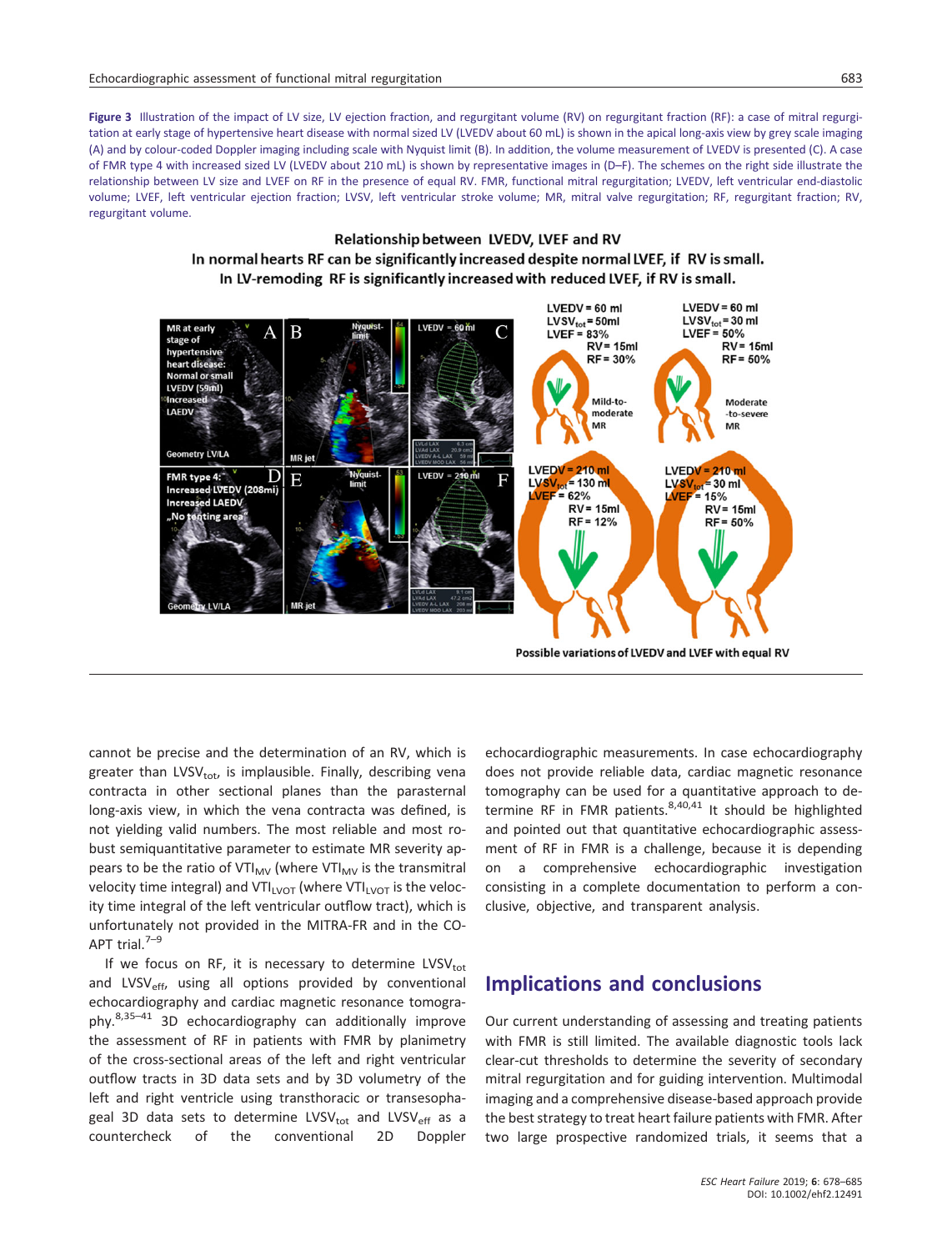**Figure 3** Illustration of the impact of LV size, LV ejection fraction, and regurgitant volume (RV) on regurgitant fraction (RF): a case of mitral regurgitation at early stage of hypertensive heart disease with normal sized LV (LVEDV about 60 mL) is shown in the apical long-axis view by grey scale imaging (A) and by colour-coded Doppler imaging including scale with Nyquist limit (B). In addition, the volume measurement of LVEDV is presented (C). A case of FMR type 4 with increased sized LV (LVEDV about 210 mL) is shown by representative images in (D–F). The schemes on the right side illustrate the relationship between LV size and LVEF on RF in the presence of equal RV. FMR, functional mitral regurgitation; LVEDV, left ventricular end-diastolic volume; LVEF, left ventricular ejection fraction; LVSV, left ventricular stroke volume; MR, mitral valve regurgitation; RF, regurgitant fraction; RV, regurgitant volume.

cannot be precise and the determination of an RV, which is greater than $LVSV_{tot}$, is implausible. Finally, describing vena contracta in other sectional planes than the parasternal long-axis view, in which the vena contracta was defined, is not yielding valid numbers. The most reliable and most robust semiquantitative parameter to estimate MR severity appears to be the ratio of $VTI_{MV}$ (where $VTI_{MV}$ is the transmitral velocity time integral) and $VTI_{LVOT}$ (where $VTI_{LVOT}$ is the velocity time integral of the left ventricular outflow tract), which is unfortunately not provided in the MITRA-FR and in the CO-APT trial.[7–9]

If we focus on RF, it is necessary to determine $LVSV_{tot}$ and $LVSV_{eff}$, using all options provided by conventional echocardiography and cardiac magnetic resonance tomography.[8,35–41] 3D echocardiography can additionally improve the assessment of RF in patients with FMR by planimetry of the cross-sectional areas of the left and right ventricular outflow tracts in 3D data sets and by 3D volumetry of the left and right ventricle using transthoracic or transesophageal 3D data sets to determine $LVSV_{tot}$ and $LVSV_{eff}$ as a countercheck of the conventional 2D Doppler echocardiographic measurements. In case echocardiography does not provide reliable data, cardiac magnetic resonance tomography can be used for a quantitative approach to determine RF in FMR patients.[8,40,41] It should be highlighted and pointed out that quantitative echocardiographic assessment of RF in FMR is a challenge, because it is depending on a comprehensive echocardiographic investigation consisting in a complete documentation to perform a conclusive, objective, and transparent analysis.

## Implications and conclusions

Our current understanding of assessing and treating patients with FMR is still limited. The available diagnostic tools lack clear-cut thresholds to determine the severity of secondary mitral regurgitation and for guiding intervention. Multimodal imaging and a comprehensive disease-based approach provide the best strategy to treat heart failure patients with FMR. After two large prospective randomized trials, it seems that a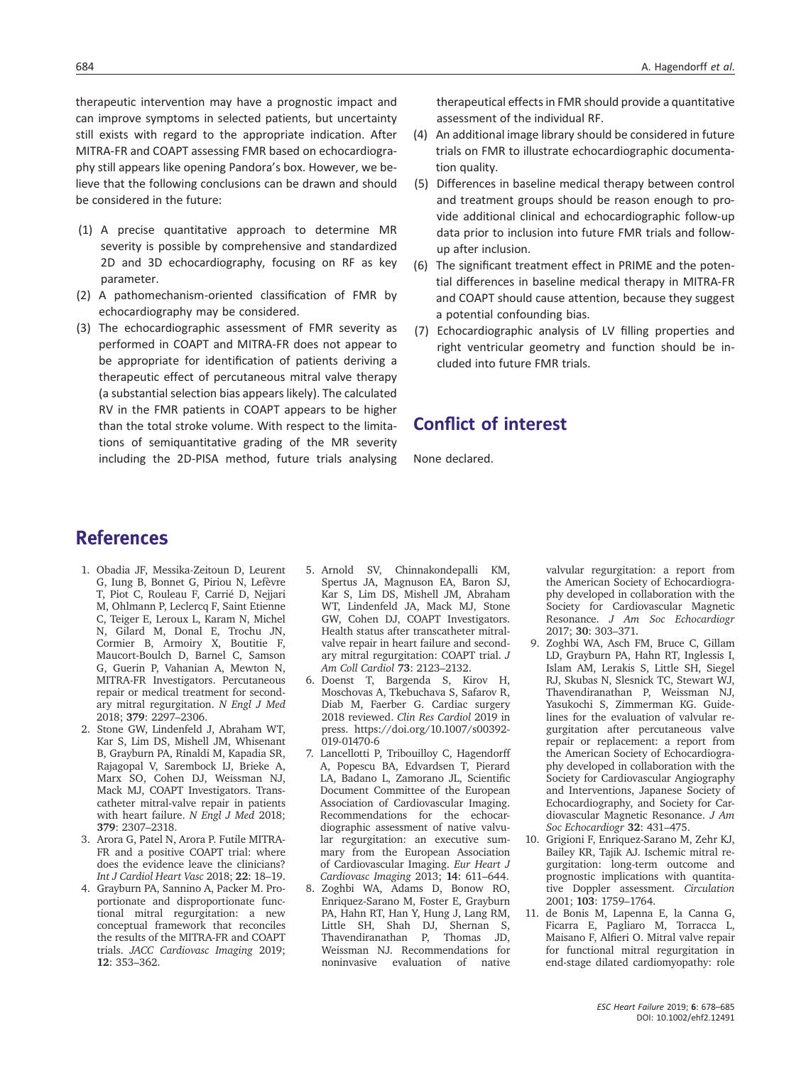therapeutic intervention may have a prognostic impact and can improve symptoms in selected patients, but uncertainty still exists with regard to the appropriate indication. After MITRA-FR and COAPT assessing FMR based on echocardiography still appears like opening Pandora's box. However, we believe that the following conclusions can be drawn and should be considered in the future:

1. A precise quantitative approach to determine MR severity is possible by comprehensive and standardized 2D and 3D echocardiography, focusing on RF as key parameter.
2. A pathomechanism-oriented classification of FMR by echocardiography may be considered.
3. The echocardiographic assessment of FMR severity as performed in COAPT and MITRA-FR does not appear to be appropriate for identification of patients deriving a therapeutic effect of percutaneous mitral valve therapy (a substantial selection bias appears likely). The calculated RV in the FMR patients in COAPT appears to be higher than the total stroke volume. With respect to the limitations of semiquantitative grading of the MR severity including the 2D-PISA method, future trials analysing therapeutical effects in FMR should provide a quantitative assessment of the individual RF.
4. An additional image library should be considered in future trials on FMR to illustrate echocardiographic documentation quality.
5. Differences in baseline medical therapy between control and treatment groups should be reason enough to provide additional clinical and echocardiographic follow-up data prior to inclusion into future FMR trials and follow-up after inclusion.
6. The significant treatment effect in PRIME and the potential differences in baseline medical therapy in MITRA-FR and COAPT should cause attention, because they suggest a potential confounding bias.
7. Echocardiographic analysis of LV filling properties and right ventricular geometry and function should be included into future FMR trials.

## Conflict of interest

None declared.

## References

1. Obadia JF, Messika-Zeitoun D, Leurent G, Iung B, Bonnet G, Piriou N, Lefèvre T, Piot C, Rouleau F, Carrié D, Nejjari M, Ohlmann P, Leclercq F, Saint Etienne C, Teiger E, Leroux L, Karam N, Michel N, Gilard M, Donal E, Trochu JN, Cormier B, Armoiry X, Boutitie F, Maucort-Boulch D, Barnel C, Samson G, Guerin P, Vahanian A, Mewton N, MITRA-FR Investigators. Percutaneous repair or medical treatment for secondary mitral regurgitation. *N Engl J Med* 2018; **379**: 2297–2306.
2. Stone GW, Lindenfeld J, Abraham WT, Kar S, Lim DS, Mishell JM, Whisenant B, Grayburn PA, Rinaldi M, Kapadia SR, Rajagopal V, Sarembock IJ, Brieke A, Marx SO, Cohen DJ, Weissman NJ, Mack MJ, COAPT Investigators. Transcatheter mitral-valve repair in patients with heart failure. *N Engl J Med* 2018; **379**: 2307–2318.
3. Arora G, Patel N, Arora P. Futile MITRA-FR and a positive COAPT trial: where does the evidence leave the clinicians? *Int J Cardiol Heart Vasc* 2018; **22**: 18–19.
4. Grayburn PA, Sannino A, Packer M. Proportionate and disproportionate functional mitral regurgitation: a new conceptual framework that reconciles the results of the MITRA-FR and COAPT trials. *JACC Cardiovasc Imaging* 2019; **12**: 353–362.
5. Arnold SV, Chinnakondepalli KM, Spertus JA, Magnuson EA, Baron SJ, Kar S, Lim DS, Mishell JM, Abraham WT, Lindenfeld JA, Mack MJ, Stone GW, Cohen DJ, COAPT Investigators. Health status after transcatheter mitral-valve repair in heart failure and secondary mitral regurgitation: COAPT trial. *J Am Coll Cardiol* **73**: 2123–2132.
6. Doenst T, Bargenda S, Kirov H, Moschovas A, Tkebuchava S, Safarov R, Diab M, Faerber G. Cardiac surgery 2018 reviewed. *Clin Res Cardiol* 2019 in press. https://doi.org/10.1007/s00392-019-01470-6
7. Lancellotti P, Tribouilloy C, Hagendorff A, Popescu BA, Edvardsen T, Pierard LA, Badano L, Zamorano JL, Scientific Document Committee of the European Association of Cardiovascular Imaging. Recommendations for the echocardiographic assessment of native valvular regurgitation: an executive summary from the European Association of Cardiovascular Imaging. *Eur Heart J Cardiovasc Imaging* 2013; **14**: 611–644.
8. Zoghbi WA, Adams D, Bonow RO, Enriquez-Sarano M, Foster E, Grayburn PA, Hahn RT, Han Y, Hung J, Lang RM, Little SH, Shah DJ, Shernan S, Thavendiranathan P, Thomas JD, Weissman NJ. Recommendations for noninvasive evaluation of native valvular regurgitation: a report from the American Society of Echocardiography developed in collaboration with the Society for Cardiovascular Magnetic Resonance. *J Am Soc Echocardiogr* 2017; **30**: 303–371.
9. Zoghbi WA, Asch FM, Bruce C, Gillam LD, Grayburn PA, Hahn RT, Inglessis I, Islam AM, Lerakis S, Little SH, Siegel RJ, Skubas N, Slesnick TC, Stewart WJ, Thavendiranathan P, Weissman NJ, Yasukochi S, Zimmerman KG. Guidelines for the evaluation of valvular regurgitation after percutaneous valve repair or replacement: a report from the American Society of Echocardiography developed in collaboration with the Society for Cardiovascular Angiography and Interventions, Japanese Society of Echocardiography, and Society for Cardiovascular Magnetic Resonance. *J Am Soc Echocardiogr* **32**: 431–475.
10. Grigioni F, Enriquez-Sarano M, Zehr KJ, Bailey KR, Tajik AJ. Ischemic mitral regurgitation: long-term outcome and prognostic implications with quantitative Doppler assessment. *Circulation* 2001; **103**: 1759–1764.
11. de Bonis M, Lapenna E, la Canna G, Ficarra E, Pagliaro M, Torracca L, Maisano F, Alfieri O. Mitral valve repair for functional mitral regurgitation in end-stage dilated cardiomyopathy: role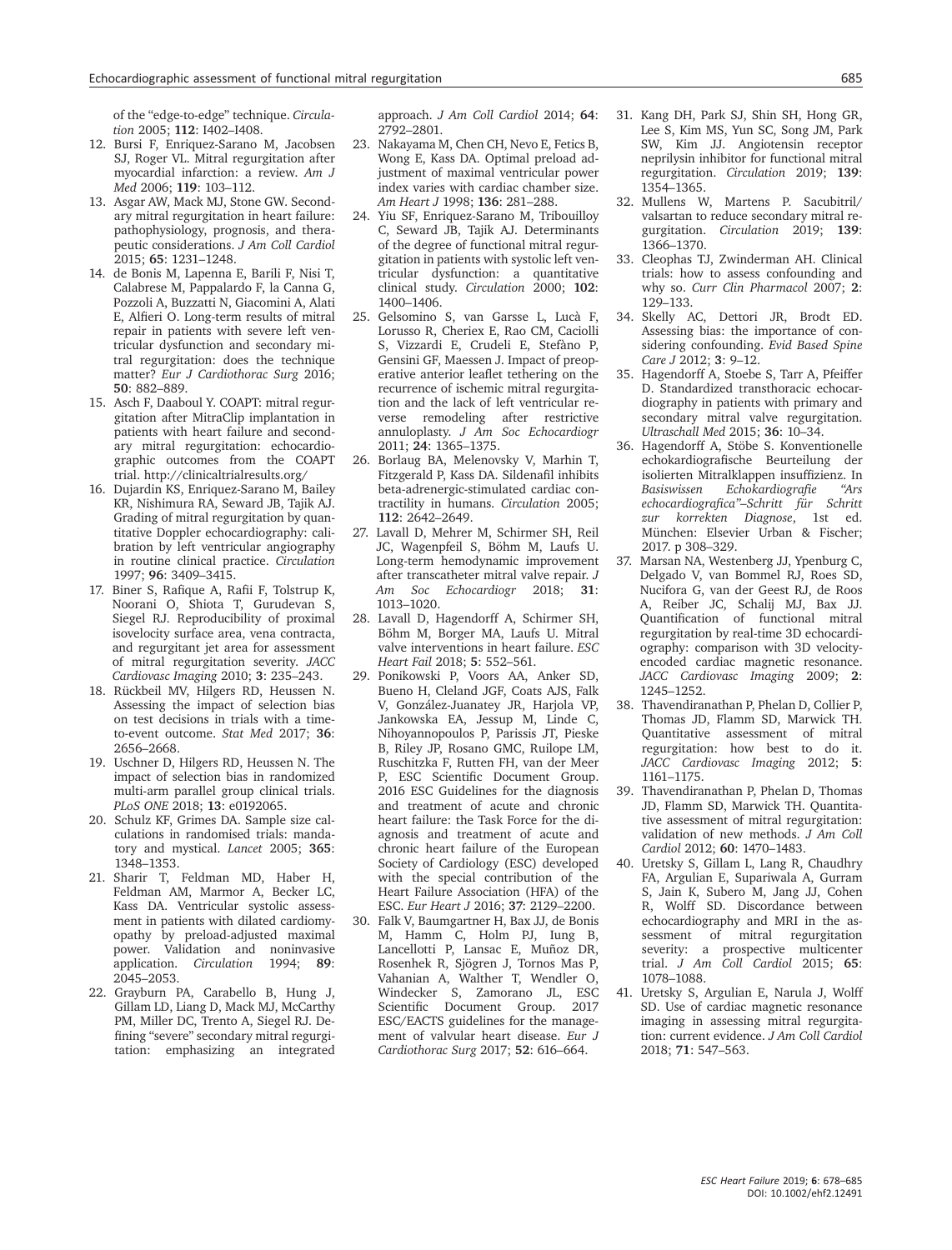of the "edge-to-edge" technique. *Circulation* 2005; **112**: I402–I408.

12. Bursi F, Enriquez-Sarano M, Jacobsen SJ, Roger VL. Mitral regurgitation after myocardial infarction: a review. *Am J Med* 2006; **119**: 103–112.
13. Asgar AW, Mack MJ, Stone GW. Secondary mitral regurgitation in heart failure: pathophysiology, prognosis, and therapeutic considerations. *J Am Coll Cardiol* 2015; **65**: 1231–1248.
14. de Bonis M, Lapenna E, Barili F, Nisi T, Calabrese M, Pappalardo F, la Canna G, Pozzoli A, Buzzatti N, Giacomini A, Alati E, Alfieri O. Long-term results of mitral repair in patients with severe left ventricular dysfunction and secondary mitral regurgitation: does the technique matter? *Eur J Cardiothorac Surg* 2016; **50**: 882–889.
15. Asch F, Daaboul Y. COAPT: mitral regurgitation after MitraClip implantation in patients with heart failure and secondary mitral regurgitation: echocardiographic outcomes from the COAPT trial. http://clinicaltrialresults.org/
16. Dujardin KS, Enriquez-Sarano M, Bailey KR, Nishimura RA, Seward JB, Tajik AJ. Grading of mitral regurgitation by quantitative Doppler echocardiography: calibration by left ventricular angiography in routine clinical practice. *Circulation* 1997; **96**: 3409–3415.
17. Biner S, Rafique A, Rafii F, Tolstrup K, Noorani O, Shiota T, Gurudevan S, Siegel RJ. Reproducibility of proximal isovelocity surface area, vena contracta, and regurgitant jet area for assessment of mitral regurgitation severity. *JACC Cardiovasc Imaging* 2010; **3**: 235–243.
18. Rückbeil MV, Hilgers RD, Heussen N. Assessing the impact of selection bias on test decisions in trials with a time-to-event outcome. *Stat Med* 2017; **36**: 2656–2668.
19. Uschner D, Hilgers RD, Heussen N. The impact of selection bias in randomized multi-arm parallel group clinical trials. *PLoS ONE* 2018; **13**: e0192065.
20. Schulz KF, Grimes DA. Sample size calculations in randomised trials: mandatory and mystical. *Lancet* 2005; **365**: 1348–1353.
21. Sharir T, Feldman MD, Haber H, Feldman AM, Marmor A, Becker LC, Kass DA. Ventricular systolic assessment in patients with dilated cardiomyopathy by preload-adjusted maximal power. Validation and noninvasive application. *Circulation* 1994; **89**: 2045–2053.
22. Grayburn PA, Carabello B, Hung J, Gillam LD, Liang D, Mack MJ, McCarthy PM, Miller DC, Trento A, Siegel RJ. Defining "severe" secondary mitral regurgitation: emphasizing an integrated approach. *J Am Coll Cardiol* 2014; **64**: 2792–2801.
23. Nakayama M, Chen CH, Nevo E, Fetics B, Wong E, Kass DA. Optimal preload adjustment of maximal ventricular power index varies with cardiac chamber size. *Am Heart J* 1998; **136**: 281–288.
24. Yiu SF, Enriquez-Sarano M, Tribouilloy C, Seward JB, Tajik AJ. Determinants of the degree of functional mitral regurgitation in patients with systolic left ventricular dysfunction: a quantitative clinical study. *Circulation* 2000; **102**: 1400–1406.
25. Gelsomino S, van Garsse L, Lucà F, Lorusso R, Cheriex E, Rao CM, Caciolli S, Vizzardi E, Crudeli E, Stefàno P, Gensini GF, Maessen J. Impact of preoperative anterior leaflet tethering on the recurrence of ischemic mitral regurgitation and the lack of left ventricular reverse remodeling after restrictive annuloplasty. *J Am Soc Echocardiogr* 2011; **24**: 1365–1375.
26. Borlaug BA, Melenovsky V, Marhin T, Fitzgerald P, Kass DA. Sildenafil inhibits beta-adrenergic-stimulated cardiac contractility in humans. *Circulation* 2005; **112**: 2642–2649.
27. Lavall D, Mehrer M, Schirmer SH, Reil JC, Wagenpfeil S, Böhm M, Laufs U. Long-term hemodynamic improvement after transcatheter mitral valve repair. *J Am Soc Echocardiogr* 2018; **31**: 1013–1020.
28. Lavall D, Hagendorff A, Schirmer SH, Böhm M, Borger MA, Laufs U. Mitral valve interventions in heart failure. *ESC Heart Fail* 2018; **5**: 552–561.
29. Ponikowski P, Voors AA, Anker SD, Bueno H, Cleland JGF, Coats AJS, Falk V, González-Juanatey JR, Harjola VP, Jankowska EA, Jessup M, Linde C, Nihoyannopoulos P, Parissis JT, Pieske B, Riley JP, Rosano GMC, Ruilope LM, Ruschitzka F, Rutten FH, van der Meer P, ESC Scientific Document Group. 2016 ESC Guidelines for the diagnosis and treatment of acute and chronic heart failure: the Task Force for the diagnosis and treatment of acute and chronic heart failure of the European Society of Cardiology (ESC) developed with the special contribution of the Heart Failure Association (HFA) of the ESC. *Eur Heart J* 2016; **37**: 2129–2200.
30. Falk V, Baumgartner H, Bax JJ, de Bonis M, Hamm C, Holm PJ, Iung B, Lancellotti P, Lansac E, Muñoz DR, Rosenhek R, Sjögren J, Tornos Mas P, Vahanian A, Walther T, Wendler O, Windecker S, Zamorano JL, ESC Scientific Document Group. 2017 ESC/EACTS guidelines for the management of valvular heart disease. *Eur J Cardiothorac Surg* 2017; **52**: 616–664.
31. Kang DH, Park SJ, Shin SH, Hong GR, Lee S, Kim MS, Yun SC, Song JM, Park SW, Kim JJ. Angiotensin receptor neprilysin inhibitor for functional mitral regurgitation. *Circulation* 2019; **139**: 1354–1365.
32. Mullens W, Martens P. Sacubitril/valsartan to reduce secondary mitral regurgitation. *Circulation* 2019; **139**: 1366–1370.
33. Cleophas TJ, Zwinderman AH. Clinical trials: how to assess confounding and why so. *Curr Clin Pharmacol* 2007; **2**: 129–133.
34. Skelly AC, Dettori JR, Brodt ED. Assessing bias: the importance of considering confounding. *Evid Based Spine Care J* 2012; **3**: 9–12.
35. Hagendorff A, Stoebe S, Tarr A, Pfeiffer D. Standardized transthoracic echocardiography in patients with primary and secondary mitral valve regurgitation. *Ultraschall Med* 2015; **36**: 10–34.
36. Hagendorff A, Stöbe S. Konventionelle echokardiografische Beurteilung der isolierten Mitralklappen insuffizienz. In *Basiswissen Echokardiografie "Ars echocardiografica"–Schritt für Schritt zur korrekten Diagnose*, 1st ed. München: Elsevier Urban & Fischer; 2017. p 308–329.
37. Marsan NA, Westenberg JJ, Ypenburg C, Delgado V, van Bommel RJ, Roes SD, Nucifora G, van der Geest RJ, de Roos A, Reiber JC, Schalij MJ, Bax JJ. Quantification of functional mitral regurgitation by real-time 3D echocardiography: comparison with 3D velocity-encoded cardiac magnetic resonance. *JACC Cardiovasc Imaging* 2009; **2**: 1245–1252.
38. Thavendiranathan P, Phelan D, Collier P, Thomas JD, Flamm SD, Marwick TH. Quantitative assessment of mitral regurgitation: how best to do it. *JACC Cardiovasc Imaging* 2012; **5**: 1161–1175.
39. Thavendiranathan P, Phelan D, Thomas JD, Flamm SD, Marwick TH. Quantitative assessment of mitral regurgitation: validation of new methods. *J Am Coll Cardiol* 2012; **60**: 1470–1483.
40. Uretsky S, Gillam L, Lang R, Chaudhry FA, Argulian E, Supariwala A, Gurram S, Jain K, Subero M, Jang JJ, Cohen R, Wolff SD. Discordance between echocardiography and MRI in the assessment of mitral regurgitation severity: a prospective multicenter trial. *J Am Coll Cardiol* 2015; **65**: 1078–1088.
41. Uretsky S, Argulian E, Narula J, Wolff SD. Use of cardiac magnetic resonance imaging in assessing mitral regurgitation: current evidence. *J Am Coll Cardiol* 2018; **71**: 547–563.